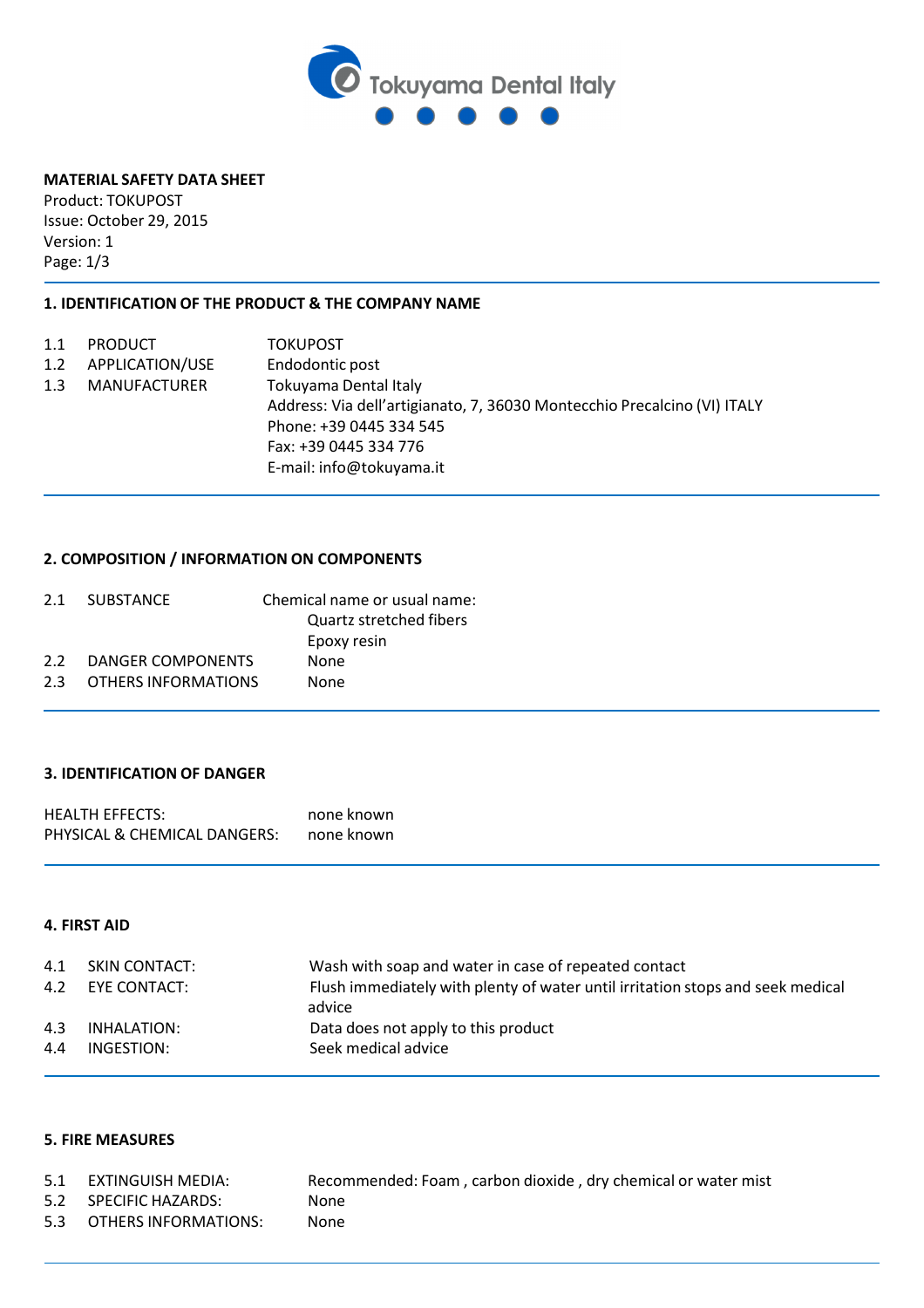Tokuyama Dental Italy

**MATERIAL SAFETY DATA SHEET**
Product: TOKUPOST
Issue: October 29, 2015
Version: 1

## 1. IDENTIFICATION OF THE PRODUCT & THE COMPANY NAME

| | | |
|---|---|---|
| 1.1 | PRODUCT | TOKUPOST |
| 1.2 | APPLICATION/USE | Endodontic post |
| 1.3 | MANUFACTURER | Tokuyama Dental Italy<br>Address: Via dell'artigianato, 7, 36030 Montecchio Precalcino (VI) ITALY<br>Phone: +39 0445 334 545<br>Fax: +39 0445 334 776<br>E-mail: info@tokuyama.it |

## 2. COMPOSITION / INFORMATION ON COMPONENTS

| | | |
|---|---|---|
| 2.1 | SUBSTANCE | Chemical name or usual name:<br>Quartz stretched fibers<br>Epoxy resin |
| 2.2 | DANGER COMPONENTS | None |
| 2.3 | OTHERS INFORMATIONS | None |

## 3. IDENTIFICATION OF DANGER

| | |
|---|---|
| HEALTH EFFECTS: | none known |
| PHYSICAL & CHEMICAL DANGERS: | none known |

## 4. FIRST AID

| | | |
|---|---|---|
| 4.1 | SKIN CONTACT: | Wash with soap and water in case of repeated contact |
| 4.2 | EYE CONTACT: | Flush immediately with plenty of water until irritation stops and seek medical advice |
| 4.3 | INHALATION: | Data does not apply to this product |
| 4.4 | INGESTION: | Seek medical advice |

## 5. FIRE MEASURES

| | | |
|---|---|---|
| 5.1 | EXTINGUISH MEDIA: | Recommended: Foam , carbon dioxide , dry chemical or water mist |
| 5.2 | SPECIFIC HAZARDS: | None |
| 5.3 | OTHERS INFORMATIONS: | None |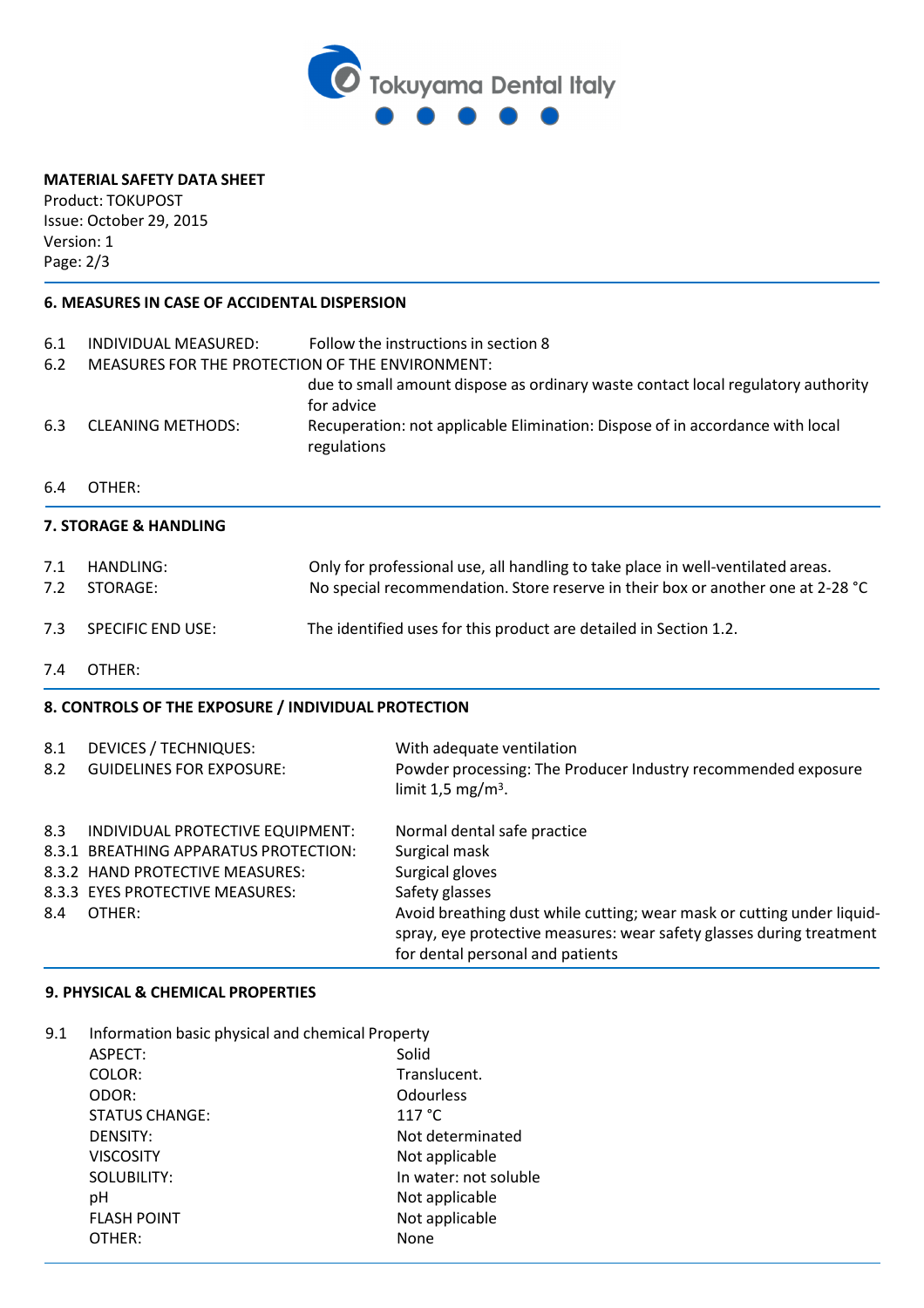**MATERIAL SAFETY DATA SHEET**
Product: TOKUPOST
Issue: October 29, 2015
Version: 1
Page: 2/3

## 6. MEASURES IN CASE OF ACCIDENTAL DISPERSION

6.1 INDIVIDUAL MEASURED: Follow the instructions in section 8

6.2 MEASURES FOR THE PROTECTION OF THE ENVIRONMENT: due to small amount dispose as ordinary waste contact local regulatory authority for advice

6.3 CLEANING METHODS: Recuperation: not applicable Elimination: Dispose of in accordance with local regulations

6.4 OTHER:

## 7. STORAGE & HANDLING

7.1 HANDLING: Only for professional use, all handling to take place in well-ventilated areas.

7.2 STORAGE: No special recommendation. Store reserve in their box or another one at 2-28 °C

7.3 SPECIFIC END USE: The identified uses for this product are detailed in Section 1.2.

7.4 OTHER:

## 8. CONTROLS OF THE EXPOSURE / INDIVIDUAL PROTECTION

8.1 DEVICES / TECHNIQUES: With adequate ventilation

8.2 GUIDELINES FOR EXPOSURE: Powder processing: The Producer Industry recommended exposure limit 1,5 mg/m³.

8.3 INDIVIDUAL PROTECTIVE EQUIPMENT: Normal dental safe practice

8.3.1 BREATHING APPARATUS PROTECTION: Surgical mask

8.3.2 HAND PROTECTIVE MEASURES: Surgical gloves

8.3.3 EYES PROTECTIVE MEASURES: Safety glasses

8.4 OTHER: Avoid breathing dust while cutting; wear mask or cutting under liquid-spray, eye protective measures: wear safety glasses during treatment for dental personal and patients

## 9. PHYSICAL & CHEMICAL PROPERTIES

9.1 Information basic physical and chemical Property

| | |
|---|---|
| ASPECT: | Solid |
| COLOR: | Translucent. |
| ODOR: | Odourless |
| STATUS CHANGE: | 117 °C |
| DENSITY: | Not determinated |
| VISCOSITY | Not applicable |
| SOLUBILITY: | In water: not soluble |
| pH | Not applicable |
| FLASH POINT | Not applicable |
| OTHER: | None |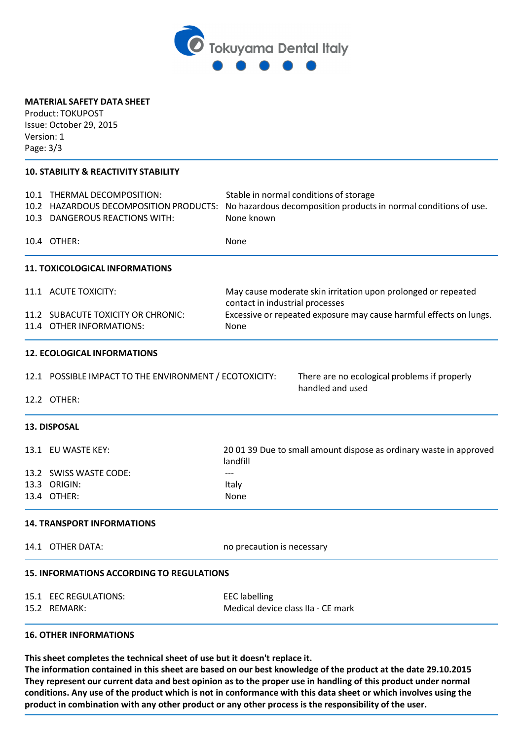**MATERIAL SAFETY DATA SHEET**
Product: TOKUPOST
Issue: October 29, 2015
Version: 1
Page: 3/3

## 10. STABILITY & REACTIVITY STABILITY

| | | |
|---|---|---|
| 10.1 | THERMAL DECOMPOSITION: | Stable in normal conditions of storage |
| 10.2 | HAZARDOUS DECOMPOSITION PRODUCTS: | No hazardous decomposition products in normal conditions of use. |
| 10.3 | DANGEROUS REACTIONS WITH: | None known |
| 10.4 | OTHER: | None |

## 11. TOXICOLOGICAL INFORMATIONS

| | | |
|---|---|---|
| 11.1 | ACUTE TOXICITY: | May cause moderate skin irritation upon prolonged or repeated contact in industrial processes |
| 11.2 | SUBACUTE TOXICITY OR CHRONIC: | Excessive or repeated exposure may cause harmful effects on lungs. |
| 11.4 | OTHER INFORMATIONS: | None |

## 12. ECOLOGICAL INFORMATIONS

| | | |
|---|---|---|
| 12.1 | POSSIBLE IMPACT TO THE ENVIRONMENT / ECOTOXICITY: | There are no ecological problems if properly handled and used |
| 12.2 | OTHER: | |

## 13. DISPOSAL

| | | |
|---|---|---|
| 13.1 | EU WASTE KEY: | 20 01 39 Due to small amount dispose as ordinary waste in approved landfill |
| 13.2 | SWISS WASTE CODE: | --- |
| 13.3 | ORIGIN: | Italy |
| 13.4 | OTHER: | None |

## 14. TRANSPORT INFORMATIONS

| | | |
|---|---|---|
| 14.1 | OTHER DATA: | no precaution is necessary |

## 15. INFORMATIONS ACCORDING TO REGULATIONS

| | | |
|---|---|---|
| 15.1 | EEC REGULATIONS: | EEC labelling |
| 15.2 | REMARK: | Medical device class IIa - CE mark |

## 16. OTHER INFORMATIONS

**This sheet completes the technical sheet of use but it doesn't replace it.**
**The information contained in this sheet are based on our best knowledge of the product at the date 29.10.2015 They represent our current data and best opinion as to the proper use in handling of this product under normal conditions. Any use of the product which is not in conformance with this data sheet or which involves using the product in combination with any other product or any other process is the responsibility of the user.**